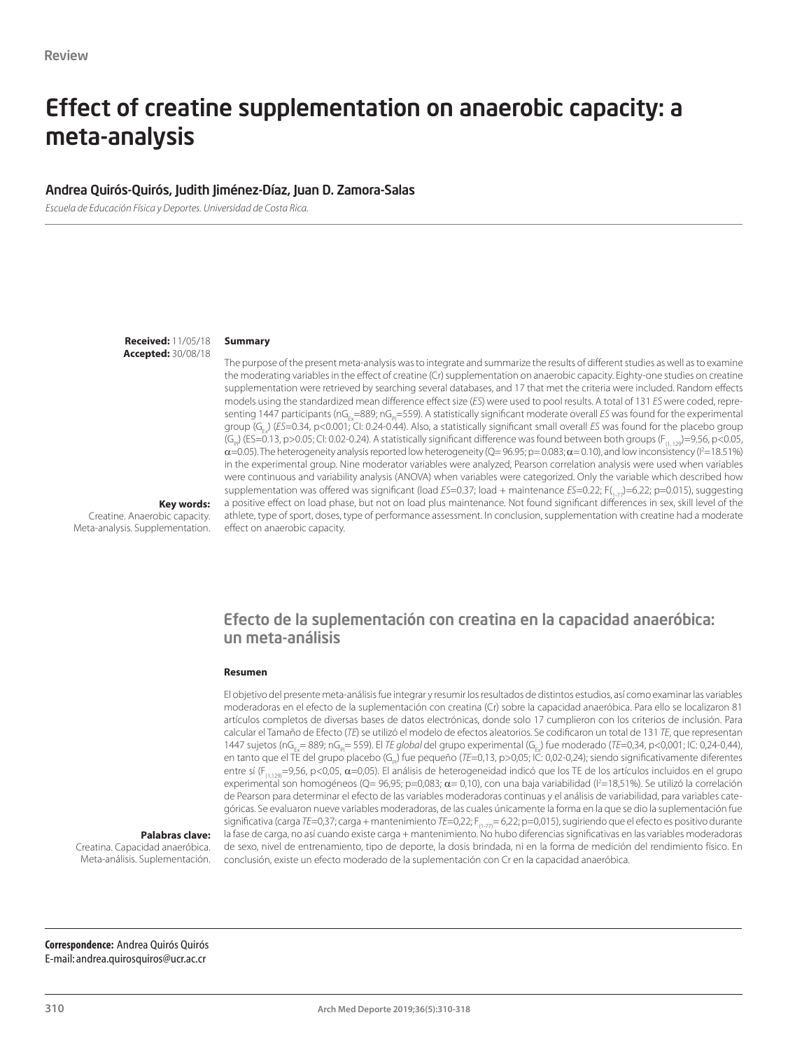Review

# Effect of creatine supplementation on anaerobic capacity: a meta-analysis

## Andrea Quirós-Quirós, Judith Jiménez-Díaz, Juan D. Zamora-Salas

*Escuela de Educación Física y Deportes. Universidad de Costa Rica.*

**Received:** 11/05/18
**Accepted:** 30/08/18

**Summary**

The purpose of the present meta-analysis was to integrate and summarize the results of different studies as well as to examine the moderating variables in the effect of creatine (Cr) supplementation on anaerobic capacity. Eighty-one studies on creatine supplementation were retrieved by searching several databases, and 17 that met the criteria were included. Random effects models using the standardized mean difference effect size (*ES*) were used to pool results. A total of 131 *ES* were coded, representing 1447 participants ($nG_{Ex}$=889; $nG_{Pl}$=559). A statistically significant moderate overall *ES* was found for the experimental group ($G_{Ex}$) (*ES*=0.34, p<0.001; CI: 0.24-0.44). Also, a statistically significant small overall *ES* was found for the placebo group ($G_{Pl}$) (ES=0.13, p>0.05; CI: 0.02-0.24). A statistically significant difference was found between both groups ($F_{(1, 129)}$=9.56, p<0.05, $\alpha$=0.05). The heterogeneity analysis reported low heterogeneity (Q= 96.95; p= 0.083; $\alpha$= 0.10), and low inconsistency ($I^2$=18.51%) in the experimental group. Nine moderator variables were analyzed, Pearson correlation analysis were used when variables were continuous and variability analysis (ANOVA) when variables were categorized. Only the variable which described how supplementation was offered was significant (load *ES*=0.37; load + maintenance *ES*=0.22; $F_{(1-77)}$=6.22; p=0.015), suggesting a positive effect on load phase, but not on load plus maintenance. Not found significant differences in sex, skill level of the athlete, type of sport, doses, type of performance assessment. In conclusion, supplementation with creatine had a moderate effect on anaerobic capacity.

**Key words:**
Creatine. Anaerobic capacity. Meta-analysis. Supplementation.

## Efecto de la suplementación con creatina en la capacidad anaeróbica: un meta-análisis

**Resumen**

El objetivo del presente meta-análisis fue integrar y resumir los resultados de distintos estudios, así como examinar las variables moderadoras en el efecto de la suplementación con creatina (Cr) sobre la capacidad anaeróbica. Para ello se localizaron 81 artículos completos de diversas bases de datos electrónicas, donde solo 17 cumplieron con los criterios de inclusión. Para calcular el Tamaño de Efecto (*TE*) se utilizó el modelo de efectos aleatorios. Se codificaron un total de 131 *TE*, que representan 1447 sujetos ($nG_{Ex}$= 889; $nG_{Pl}$= 559). El *TE global* del grupo experimental ($G_{Ex}$) fue moderado (*TE*=0,34, p<0,001; IC: 0,24-0,44), en tanto que el TE del grupo placebo ($G_{Pl}$) fue pequeño (*TE*=0,13, p>0,05; IC: 0,02-0,24); siendo significativamente diferentes entre sí ($F_{(1,129)}$=9,56, p<0,05, $\alpha$=0,05). El análisis de heterogeneidad indicó que los TE de los artículos incluidos en el grupo experimental son homogéneos (Q= 96,95; p=0,083; $\alpha$= 0,10), con una baja variabilidad ($I^2$=18,51%). Se utilizó la correlación de Pearson para determinar el efecto de las variables moderadoras continuas y el análisis de variabilidad, para variables categóricas. Se evaluaron nueve variables moderadoras, de las cuales únicamente la forma en la que se dio la suplementación fue significativa (carga *TE*=0,37; carga + mantenimiento *TE*=0,22; $F_{(1-77)}$= 6,22; p=0,015), sugiriendo que el efecto es positivo durante la fase de carga, no así cuando existe carga + mantenimiento. No hubo diferencias significativas en las variables moderadoras de sexo, nivel de entrenamiento, tipo de deporte, la dosis brindada, ni en la forma de medición del rendimiento físico. En conclusión, existe un efecto moderado de la suplementación con Cr en la capacidad anaeróbica.

**Palabras clave:**
Creatina. Capacidad anaeróbica. Meta-análisis. Suplementación.

**Correspondence:** Andrea Quirós Quirós
E-mail: andrea.quirosquiros@ucr.ac.cr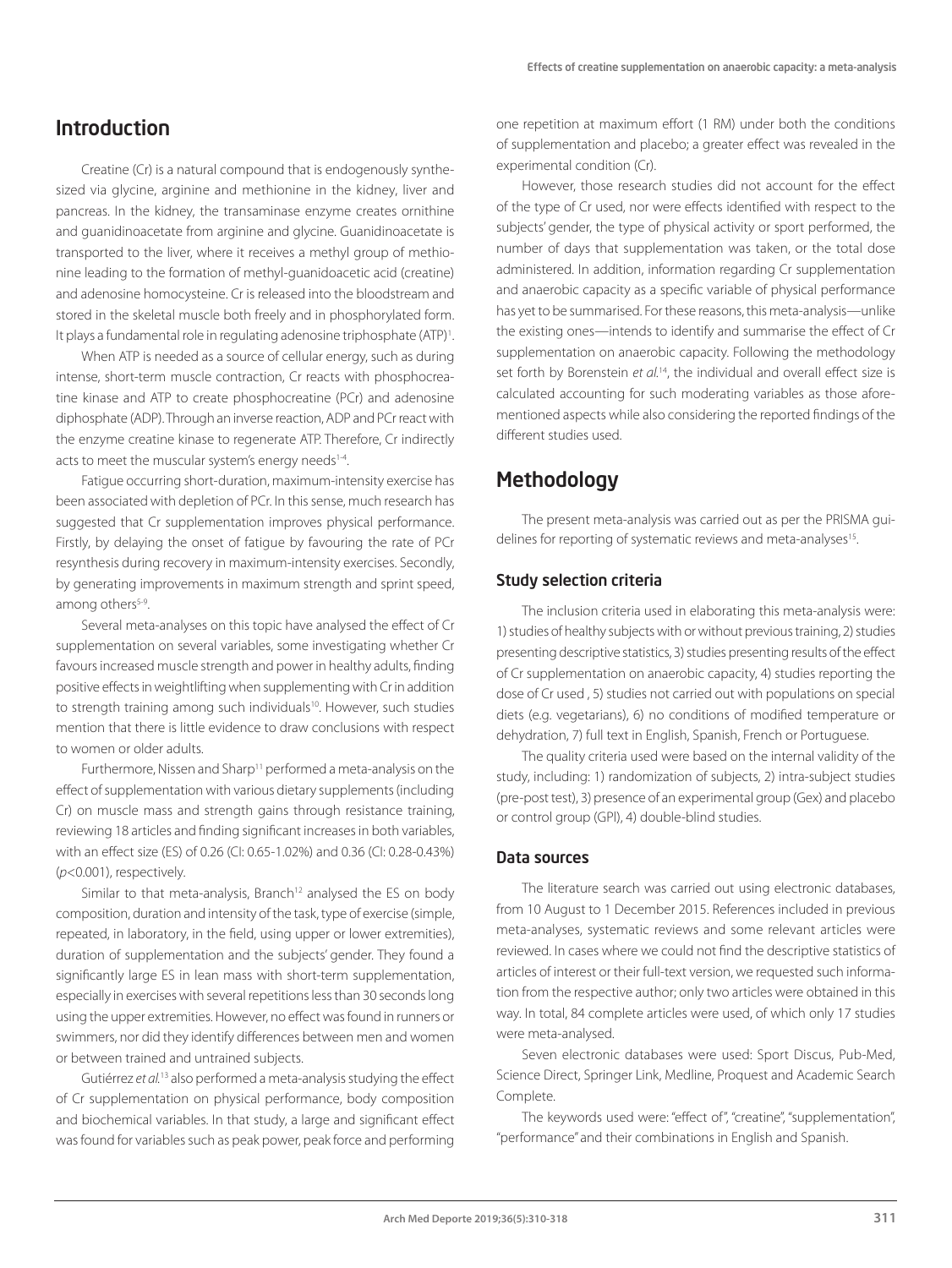## Introduction

Creatine (Cr) is a natural compound that is endogenously synthesized via glycine, arginine and methionine in the kidney, liver and pancreas. In the kidney, the transaminase enzyme creates ornithine and guanidinoacetate from arginine and glycine. Guanidinoacetate is transported to the liver, where it receives a methyl group of methionine leading to the formation of methyl-guanidoacetic acid (creatine) and adenosine homocysteine. Cr is released into the bloodstream and stored in the skeletal muscle both freely and in phosphorylated form. It plays a fundamental role in regulating adenosine triphosphate (ATP)[1].

When ATP is needed as a source of cellular energy, such as during intense, short-term muscle contraction, Cr reacts with phosphocreatine kinase and ATP to create phosphocreatine (PCr) and adenosine diphosphate (ADP). Through an inverse reaction, ADP and PCr react with the enzyme creatine kinase to regenerate ATP. Therefore, Cr indirectly acts to meet the muscular system's energy needs[1-4].

Fatigue occurring short-duration, maximum-intensity exercise has been associated with depletion of PCr. In this sense, much research has suggested that Cr supplementation improves physical performance. Firstly, by delaying the onset of fatigue by favouring the rate of PCr resynthesis during recovery in maximum-intensity exercises. Secondly, by generating improvements in maximum strength and sprint speed, among others[5-9].

Several meta-analyses on this topic have analysed the effect of Cr supplementation on several variables, some investigating whether Cr favours increased muscle strength and power in healthy adults, finding positive effects in weightlifting when supplementing with Cr in addition to strength training among such individuals[10]. However, such studies mention that there is little evidence to draw conclusions with respect to women or older adults.

Furthermore, Nissen and Sharp[11] performed a meta-analysis on the effect of supplementation with various dietary supplements (including Cr) on muscle mass and strength gains through resistance training, reviewing 18 articles and finding significant increases in both variables, with an effect size (ES) of 0.26 (CI: 0.65-1.02%) and 0.36 (CI: 0.28-0.43%) ($p<0.001$), respectively.

Similar to that meta-analysis, Branch[12] analysed the ES on body composition, duration and intensity of the task, type of exercise (simple, repeated, in laboratory, in the field, using upper or lower extremities), duration of supplementation and the subjects' gender. They found a significantly large ES in lean mass with short-term supplementation, especially in exercises with several repetitions less than 30 seconds long using the upper extremities. However, no effect was found in runners or swimmers, nor did they identify differences between men and women or between trained and untrained subjects.

Gutiérrez *et al.*[13] also performed a meta-analysis studying the effect of Cr supplementation on physical performance, body composition and biochemical variables. In that study, a large and significant effect was found for variables such as peak power, peak force and performing one repetition at maximum effort (1 RM) under both the conditions of supplementation and placebo; a greater effect was revealed in the experimental condition (Cr).

However, those research studies did not account for the effect of the type of Cr used, nor were effects identified with respect to the subjects' gender, the type of physical activity or sport performed, the number of days that supplementation was taken, or the total dose administered. In addition, information regarding Cr supplementation and anaerobic capacity as a specific variable of physical performance has yet to be summarised. For these reasons, this meta-analysis—unlike the existing ones—intends to identify and summarise the effect of Cr supplementation on anaerobic capacity. Following the methodology set forth by Borenstein *et al.*[14], the individual and overall effect size is calculated accounting for such moderating variables as those aforementioned aspects while also considering the reported findings of the different studies used.

## Methodology

The present meta-analysis was carried out as per the PRISMA guidelines for reporting of systematic reviews and meta-analyses[15].

### Study selection criteria

The inclusion criteria used in elaborating this meta-analysis were: 1) studies of healthy subjects with or without previous training, 2) studies presenting descriptive statistics, 3) studies presenting results of the effect of Cr supplementation on anaerobic capacity, 4) studies reporting the dose of Cr used , 5) studies not carried out with populations on special diets (e.g. vegetarians), 6) no conditions of modified temperature or dehydration, 7) full text in English, Spanish, French or Portuguese.

The quality criteria used were based on the internal validity of the study, including: 1) randomization of subjects, 2) intra-subject studies (pre-post test), 3) presence of an experimental group (Gex) and placebo or control group (GPl), 4) double-blind studies.

### Data sources

The literature search was carried out using electronic databases, from 10 August to 1 December 2015. References included in previous meta-analyses, systematic reviews and some relevant articles were reviewed. In cases where we could not find the descriptive statistics of articles of interest or their full-text version, we requested such information from the respective author; only two articles were obtained in this way. In total, 84 complete articles were used, of which only 17 studies were meta-analysed.

Seven electronic databases were used: Sport Discus, Pub-Med, Science Direct, Springer Link, Medline, Proquest and Academic Search Complete.

The keywords used were: "effect of", "creatine", "supplementation", "performance" and their combinations in English and Spanish.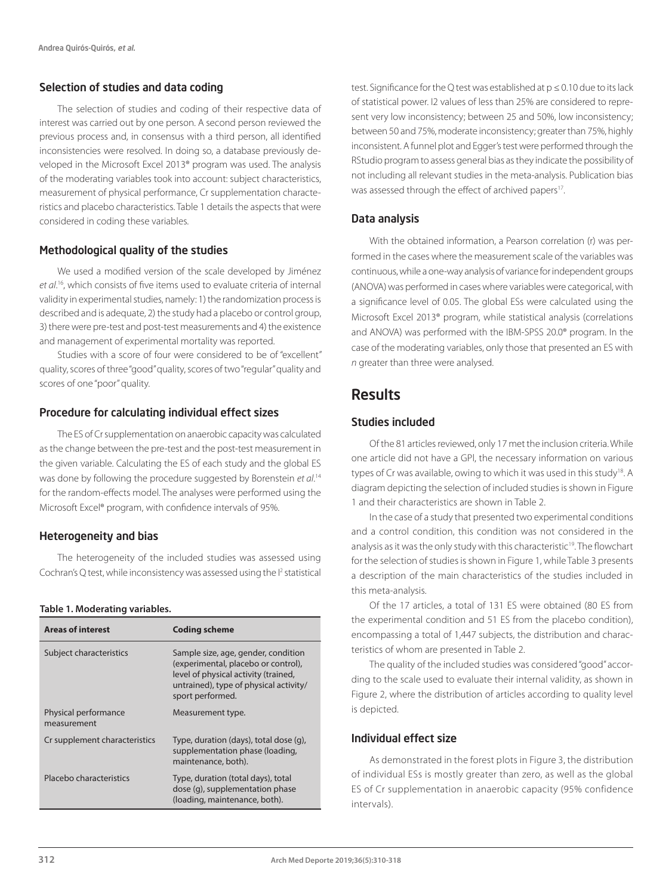### Selection of studies and data coding

The selection of studies and coding of their respective data of interest was carried out by one person. A second person reviewed the previous process and, in consensus with a third person, all identified inconsistencies were resolved. In doing so, a database previously developed in the Microsoft Excel 2013® program was used. The analysis of the moderating variables took into account: subject characteristics, measurement of physical performance, Cr supplementation characteristics and placebo characteristics. Table 1 details the aspects that were considered in coding these variables.

### Methodological quality of the studies

We used a modified version of the scale developed by Jiménez *et al*.[16], which consists of five items used to evaluate criteria of internal validity in experimental studies, namely: 1) the randomization process is described and is adequate, 2) the study had a placebo or control group, 3) there were pre-test and post-test measurements and 4) the existence and management of experimental mortality was reported.

Studies with a score of four were considered to be of "excellent" quality, scores of three "good" quality, scores of two "regular" quality and scores of one "poor" quality.

### Procedure for calculating individual effect sizes

The ES of Cr supplementation on anaerobic capacity was calculated as the change between the pre-test and the post-test measurement in the given variable. Calculating the ES of each study and the global ES was done by following the procedure suggested by Borenstein *et al*.[14] for the random-effects model. The analyses were performed using the Microsoft Excel® program, with confidence intervals of 95%.

### Heterogeneity and bias

The heterogeneity of the included studies was assessed using Cochran's Q test, while inconsistency was assessed using the $I^2$ statistical test. Significance for the Q test was established at $p \leq 0.10$ due to its lack of statistical power. I2 values of less than 25% are considered to represent very low inconsistency; between 25 and 50%, low inconsistency; between 50 and 75%, moderate inconsistency; greater than 75%, highly inconsistent. A funnel plot and Egger's test were performed through the RStudio program to assess general bias as they indicate the possibility of not including all relevant studies in the meta-analysis. Publication bias was assessed through the effect of archived papers[17].

**Table 1. Moderating variables.**

| Areas of interest | Coding scheme |
|---|---|
| Subject characteristics | Sample size, age, gender, condition (experimental, placebo or control), level of physical activity (trained, untrained), type of physical activity/ sport performed. |
| Physical performance measurement | Measurement type. |
| Cr supplement characteristics | Type, duration (days), total dose (g), supplementation phase (loading, maintenance, both). |
| Placebo characteristics | Type, duration (total days), total dose (g), supplementation phase (loading, maintenance, both). |

### Data analysis

With the obtained information, a Pearson correlation (r) was performed in the cases where the measurement scale of the variables was continuous, while a one-way analysis of variance for independent groups (ANOVA) was performed in cases where variables were categorical, with a significance level of 0.05. The global ESs were calculated using the Microsoft Excel 2013® program, while statistical analysis (correlations and ANOVA) was performed with the IBM-SPSS 20.0® program. In the case of the moderating variables, only those that presented an ES with *n* greater than three were analysed.

## Results

### Studies included

Of the 81 articles reviewed, only 17 met the inclusion criteria. While one article did not have a GPI, the necessary information on various types of Cr was available, owing to which it was used in this study[18]. A diagram depicting the selection of included studies is shown in Figure 1 and their characteristics are shown in Table 2.

In the case of a study that presented two experimental conditions and a control condition, this condition was not considered in the analysis as it was the only study with this characteristic[19]. The flowchart for the selection of studies is shown in Figure 1, while Table 3 presents a description of the main characteristics of the studies included in this meta-analysis.

Of the 17 articles, a total of 131 ES were obtained (80 ES from the experimental condition and 51 ES from the placebo condition), encompassing a total of 1,447 subjects, the distribution and characteristics of whom are presented in Table 2.

The quality of the included studies was considered "good" according to the scale used to evaluate their internal validity, as shown in Figure 2, where the distribution of articles according to quality level is depicted.

### Individual effect size

As demonstrated in the forest plots in Figure 3, the distribution of individual ESs is mostly greater than zero, as well as the global ES of Cr supplementation in anaerobic capacity (95% confidence intervals).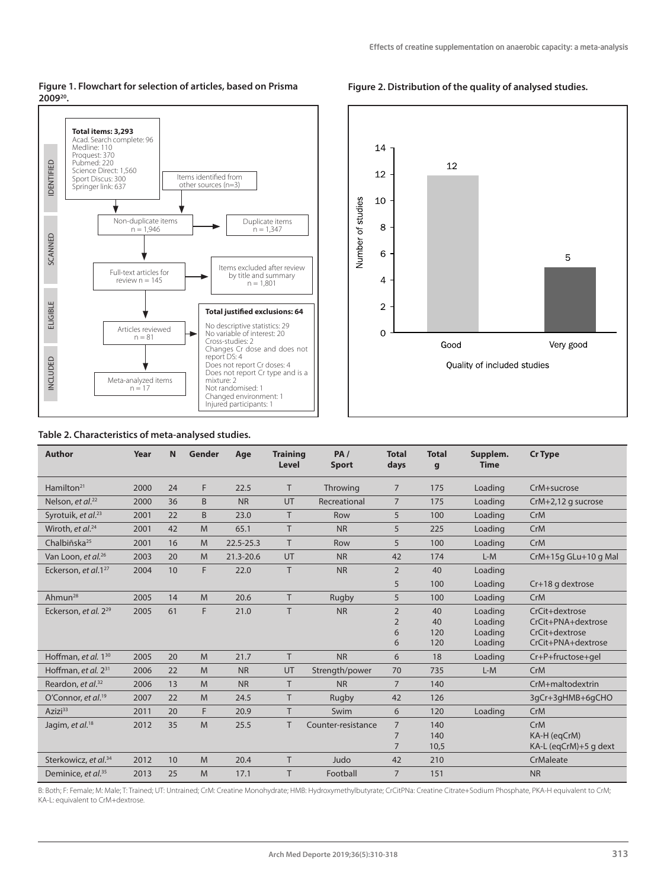**Figure 1. Flowchart for selection of articles, based on Prisma 2009[20].**

IDENTIFIED

**Total items: 3,293**
Acad. Search complete: 96
Medline: 110
Proquest: 370
Pubmed: 220
Science Direct: 1,560
Sport Discus: 300
Springer link: 637

Items identified from other sources (n=3)

SCANNED

Non-duplicate items n = 1,946

Duplicate items n = 1,347

Full-text articles for review n = 145

Items excluded after review by title and summary n = 1,801

ELIGIBLE

Articles reviewed n = 81

**Total justified exclusions: 64**
No descriptive statistics: 29
No variable of interest: 20
Cross-studies: 2
Changes Cr dose and does not report DS: 4
Does not report Cr doses: 4
Does not report Cr type and is a mixture: 2
Not randomised: 1
Changed environment: 1
Injured participants: 1

INCLUDED

Meta-analyzed items n = 17

**Figure 2. Distribution of the quality of analysed studies.**

| Quality of included studies | Number of studies |
|---|---|
| Good | 12 |
| Very good | 5 |

**Table 2. Characteristics of meta-analysed studies.**

| Author | Year | N | Gender | Age | Training Level | PA / Sport | Total days | Total g | Supplem. Time | Cr Type |
|---|---|---|---|---|---|---|---|---|---|---|
| Hamilton[21] | 2000 | 24 | F | 22.5 | T | Throwing | 7 | 175 | Loading | CrM+sucrose |
| Nelson, *et al.*[22] | 2000 | 36 | B | NR | UT | Recreational | 7 | 175 | Loading | CrM+2,12 g sucrose |
| Syrotuik, *et al.*[23] | 2001 | 22 | B | 23.0 | T | Row | 5 | 100 | Loading | CrM |
| Wiroth, *et al.*[24] | 2001 | 42 | M | 65.1 | T | NR | 5 | 225 | Loading | CrM |
| Chalbińska[25] | 2001 | 16 | M | 22.5-25.3 | T | Row | 5 | 100 | Loading | CrM |
| Van Loon, *et al.*[26] | 2003 | 20 | M | 21.3-20.6 | UT | NR | 42 | 174 | L-M | CrM+15g GLu+10 g Mal |
| Eckerson, *et al.*1[27] | 2004 | 10 | F | 22.0 | T | NR | 2<br>5 | 40<br>100 | Loading<br>Loading | <br>Cr+18 g dextrose |
| Ahmun[28] | 2005 | 14 | M | 20.6 | T | Rugby | 5 | 100 | Loading | CrM |
| Eckerson, *et al.* 2[29] | 2005 | 61 | F | 21.0 | T | NR | 2<br>2<br>6<br>6 | 40<br>40<br>120<br>120 | Loading<br>Loading<br>Loading<br>Loading | CrCit+dextrose<br>CrCit+PNA+dextrose<br>CrCit+dextrose<br>CrCit+PNA+dextrose |
| Hoffman, *et al.* 1[30] | 2005 | 20 | M | 21.7 | T | NR | 6 | 18 | Loading | Cr+P+fructose+gel |
| Hoffman, *et al.* 2[31] | 2006 | 22 | M | NR | UT | Strength/power | 70 | 735 | L-M | CrM |
| Reardon, *et al.*[32] | 2006 | 13 | M | NR | T | NR | 7 | 140 | | CrM+maltodextrin |
| O'Connor, *et al.*[19] | 2007 | 22 | M | 24.5 | T | Rugby | 42 | 126 | | 3gCr+3gHMB+6gCHO |
| Azizi[33] | 2011 | 20 | F | 20.9 | T | Swim | 6 | 120 | Loading | CrM |
| Jagim, *et al.*[18] | 2012 | 35 | M | 25.5 | T | Counter-resistance | 7<br>7<br>7 | 140<br>140<br>10,5 | | CrM<br>KA-H (eqCrM)<br>KA-L (eqCrM)+5 g dext |
| Sterkowicz, *et al.*[34] | 2012 | 10 | M | 20.4 | T | Judo | 42 | 210 | | CrMaleate |
| Deminice, *et al.*[35] | 2013 | 25 | M | 17.1 | T | Football | 7 | 151 | | NR |

B: Both; F: Female; M: Male; T: Trained; UT: Untrained; CrM: Creatine Monohydrate; HMB: Hydroxymethylbutyrate; CrCitPNa: Creatine Citrate+Sodium Phosphate, PKA-H equivalent to CrM; KA-L: equivalent to CrM+dextrose.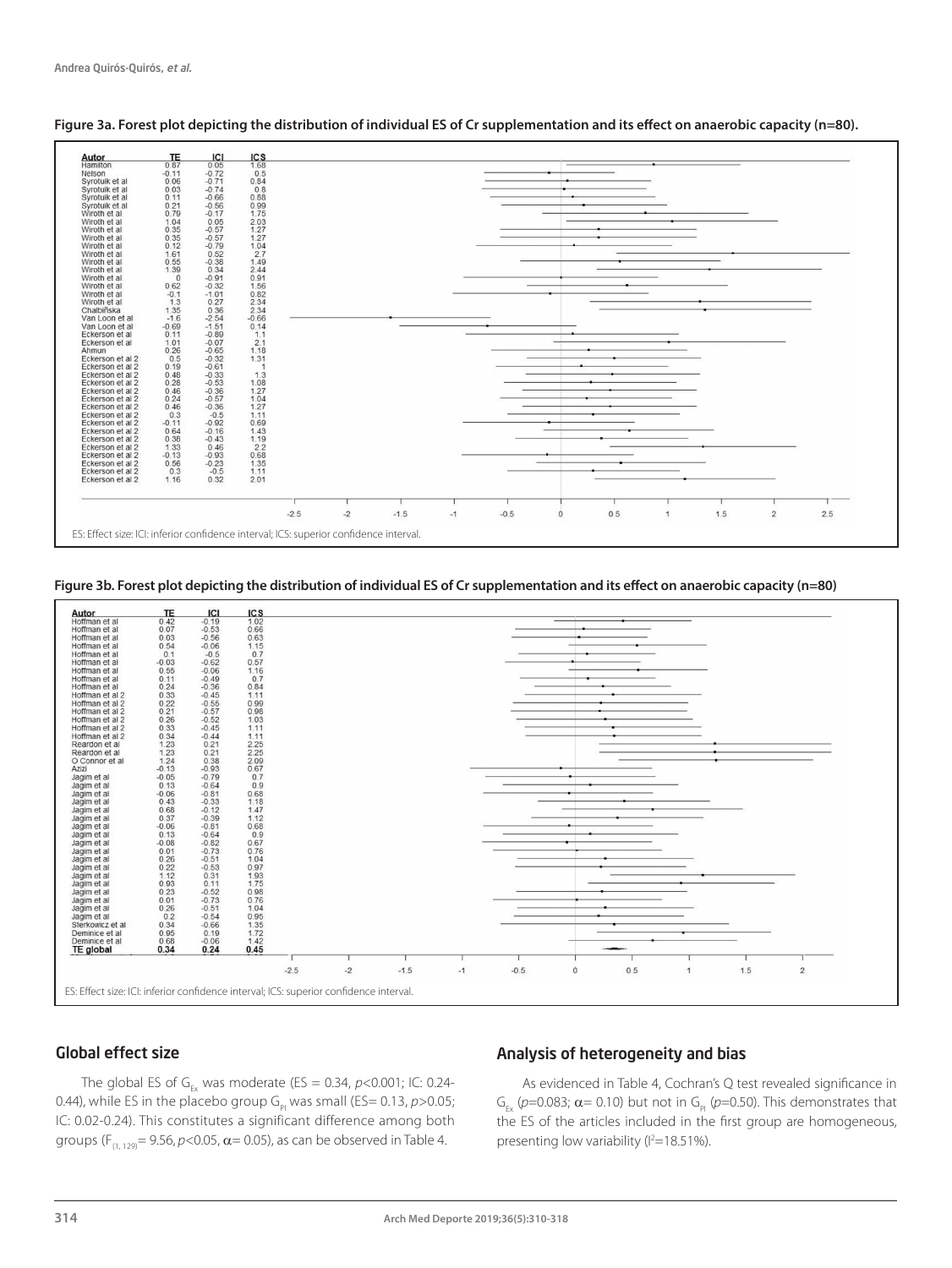**Figure 3a. Forest plot depicting the distribution of individual ES of Cr supplementation and its effect on anaerobic capacity (n=80).**

| Autor | TE | ICI | ICS |
|---|---|---|---|
| Hamilton | 0.87 | 0.05 | 1.68 |
| Nelson | -0.11 | -0.72 | 0.5 |
| Syrotuik et al | 0.06 | -0.71 | 0.84 |
| Syrotuik et al | 0.03 | -0.74 | 0.8 |
| Syrotuik et al | 0.11 | -0.66 | 0.88 |
| Syrotuik et al | 0.21 | -0.56 | 0.99 |
| Wiroth et al | 0.79 | -0.17 | 1.75 |
| Wiroth et al | 1.04 | 0.05 | 2.03 |
| Wiroth et al | 0.35 | -0.57 | 1.27 |
| Wiroth et al | 0.35 | -0.57 | 1.27 |
| Wiroth et al | 0.12 | -0.79 | 1.04 |
| Wiroth et al | 1.61 | 0.52 | 2.7 |
| Wiroth et al | 0.55 | -0.38 | 1.49 |
| Wiroth et al | 1.39 | 0.34 | 2.44 |
| Wiroth et al | 0 | -0.91 | 0.91 |
| Wiroth et al | 0.62 | -0.32 | 1.56 |
| Wiroth et al | -0.1 | -1.01 | 0.82 |
| Wiroth et al | 1.3 | 0.27 | 2.34 |
| Chalbińska | 1.35 | 0.36 | 2.34 |
| Van Loon et al | -1.6 | -2.54 | -0.66 |
| Van Loon et al | -0.69 | -1.51 | 0.14 |
| Eckerson et al | 0.11 | -0.89 | 1.1 |
| Eckerson et al | 1.01 | -0.07 | 2.1 |
| Ahmun | 0.26 | -0.65 | 1.18 |
| Eckerson et al 2 | 0.5 | -0.32 | 1.31 |
| Eckerson et al 2 | 0.19 | -0.61 | 1 |
| Eckerson et al 2 | 0.48 | -0.33 | 1.3 |
| Eckerson et al 2 | 0.28 | -0.53 | 1.08 |
| Eckerson et al 2 | 0.46 | -0.36 | 1.27 |
| Eckerson et al 2 | 0.24 | -0.57 | 1.04 |
| Eckerson et al 2 | 0.46 | -0.36 | 1.27 |
| Eckerson et al 2 | 0.3 | -0.5 | 1.11 |
| Eckerson et al 2 | -0.11 | -0.92 | 0.69 |
| Eckerson et al 2 | 0.64 | -0.16 | 1.43 |
| Eckerson et al 2 | 0.38 | -0.43 | 1.19 |
| Eckerson et al 2 | 1.33 | 0.46 | 2.2 |
| Eckerson et al 2 | -0.13 | -0.93 | 0.68 |
| Eckerson et al 2 | 0.56 | -0.23 | 1.35 |
| Eckerson et al 2 | 0.3 | -0.5 | 1.11 |
| Eckerson et al 2 | 1.16 | 0.32 | 2.01 |

ES: Effect size: ICI: inferior confidence interval; ICS: superior confidence interval.

**Figure 3b. Forest plot depicting the distribution of individual ES of Cr supplementation and its effect on anaerobic capacity (n=80)**

| Autor | TE | ICI | ICS |
|---|---|---|---|
| Hoffman et al | 0.42 | -0.19 | 1.02 |
| Hoffman et al | 0.07 | -0.53 | 0.66 |
| Hoffman et al | 0.03 | -0.56 | 0.63 |
| Hoffman et al | 0.54 | -0.06 | 1.15 |
| Hoffman et al | 0.1 | -0.5 | 0.7 |
| Hoffman et al | -0.03 | -0.62 | 0.57 |
| Hoffman et al | 0.55 | -0.06 | 1.16 |
| Hoffman et al | 0.11 | -0.49 | 0.7 |
| Hoffman et al | 0.24 | -0.36 | 0.84 |
| Hoffman et al 2 | 0.33 | -0.45 | 1.11 |
| Hoffman et al 2 | 0.22 | -0.55 | 0.99 |
| Hoffman et al 2 | 0.21 | -0.57 | 0.98 |
| Hoffman et al 2 | 0.26 | -0.52 | 1.03 |
| Hoffman et al 2 | 0.33 | -0.45 | 1.11 |
| Hoffman et al 2 | 0.34 | -0.44 | 1.11 |
| Reardon et al | 1.23 | 0.21 | 2.25 |
| Reardon et al | 1.23 | 0.21 | 2.25 |
| O Connor et al | 1.24 | 0.38 | 2.09 |
| Azizi | -0.13 | -0.93 | 0.67 |
| Jagim et al | -0.05 | -0.79 | 0.7 |
| Jagim et al | 0.13 | -0.64 | 0.9 |
| Jagim et al | -0.06 | -0.81 | 0.68 |
| Jagim et al | 0.43 | -0.33 | 1.18 |
| Jagim et al | 0.68 | -0.12 | 1.47 |
| Jagim et al | 0.37 | -0.39 | 1.12 |
| Jagim et al | -0.06 | -0.81 | 0.68 |
| Jagim et al | 0.13 | -0.64 | 0.9 |
| Jagim et al | -0.08 | -0.82 | 0.67 |
| Jagim et al | 0.01 | -0.73 | 0.76 |
| Jagim et al | 0.26 | -0.51 | 1.04 |
| Jagim et al | 0.22 | -0.53 | 0.97 |
| Jagim et al | 1.12 | 0.31 | 1.93 |
| Jagim et al | 0.93 | 0.11 | 1.75 |
| Jagim et al | 0.23 | -0.52 | 0.98 |
| Jagim et al | 0.01 | -0.73 | 0.76 |
| Jagim et al | 0.26 | -0.51 | 1.04 |
| Jagim et al | 0.2 | -0.54 | 0.95 |
| Sterkowicz et al | 0.34 | -0.66 | 1.35 |
| Deminice et al | 0.95 | 0.19 | 1.72 |
| Deminice et al | 0.68 | -0.06 | 1.42 |
| **TE global** | **0.34** | **0.24** | **0.45** |

ES: Effect size: ICI: inferior confidence interval; ICS: superior confidence interval.

## Global effect size

The global ES of $G_{Ex}$ was moderate (ES = 0.34, $p<0.001$; IC: 0.24-0.44), while ES in the placebo group $G_{Pl}$ was small (ES= 0.13, $p>0.05$; IC: 0.02-0.24). This constitutes a significant difference among both groups ($F_{(1, 129)}= 9.56$, $p<0.05$, $\alpha= 0.05$), as can be observed in Table 4.

## Analysis of heterogeneity and bias

As evidenced in Table 4, Cochran's Q test revealed significance in $G_{Ex}$ ($p$=0.083; $\alpha$= 0.10) but not in $G_{Pl}$ ($p$=0.50). This demonstrates that the ES of the articles included in the first group are homogeneous, presenting low variability ($I^2$=18.51%).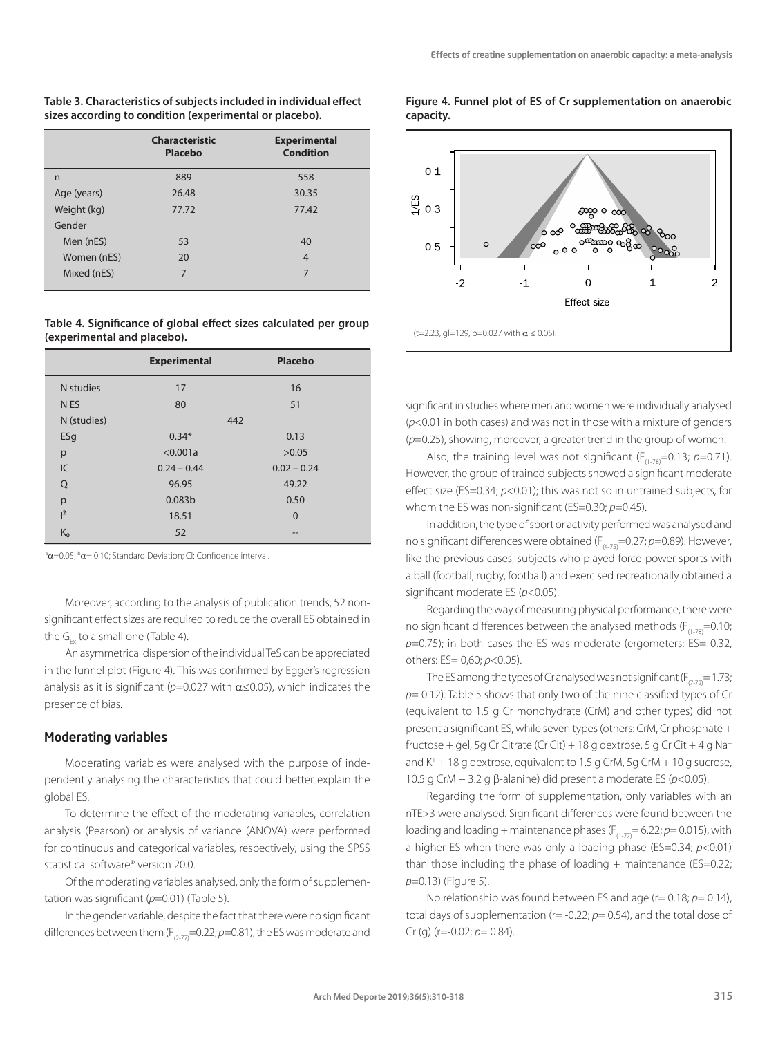**Table 3. Characteristics of subjects included in individual effect sizes according to condition (experimental or placebo).**

| | Characteristic Placebo | Experimental Condition |
|---|---|---|
| n | 889 | 558 |
| Age (years) | 26.48 | 30.35 |
| Weight (kg) | 77.72 | 77.42 |
| Gender | | |
| Men (nES) | 53 | 40 |
| Women (nES) | 20 | 4 |
| Mixed (nES) | 7 | 7 |

**Table 4. Significance of global effect sizes calculated per group (experimental and placebo).**

| | Experimental | Placebo |
|---|---|---|
| N studies | 17 | 16 |
| N ES | 80 | 51 |
| N (studies) | 442 | |
| ESg | 0.34* | 0.13 |
| p | <0.001a | >0.05 |
| IC | 0.24 – 0.44 | 0.02 – 0.24 |
| Q | 96.95 | 49.22 |
| p | 0.083b | 0.50 |
| $I^2$ | 18.51 | 0 |
| $K_0$ | 52 | -- |

[a]$\alpha$=0.05; [b]$\alpha$= 0.10; Standard Deviation; CI: Confidence interval.

Moreover, according to the analysis of publication trends, 52 non-significant effect sizes are required to reduce the overall ES obtained in the $G_{Ex}$ to a small one (Table 4).

An asymmetrical dispersion of the individual TeS can be appreciated in the funnel plot (Figure 4). This was confirmed by Egger's regression analysis as it is significant ($p$=0.027 with $\alpha \leq 0.05$), which indicates the presence of bias.

## Moderating variables

Moderating variables were analysed with the purpose of independently analysing the characteristics that could better explain the global ES.

To determine the effect of the moderating variables, correlation analysis (Pearson) or analysis of variance (ANOVA) were performed for continuous and categorical variables, respectively, using the SPSS statistical software® version 20.0.

Of the moderating variables analysed, only the form of supplementation was significant ($p$=0.01) (Table 5).

In the gender variable, despite the fact that there were no significant differences between them ($F_{(2-77)}$=0.22; $p$=0.81), the ES was moderate and

**Figure 4. Funnel plot of ES of Cr supplementation on anaerobic capacity.**

(t=2.23, gl=129, p=0.027 with $\alpha \leq 0.05$).

significant in studies where men and women were individually analysed ($p$<0.01 in both cases) and was not in those with a mixture of genders ($p$=0.25), showing, moreover, a greater trend in the group of women.

Also, the training level was not significant ($F_{(1-78)}$=0.13; $p$=0.71). However, the group of trained subjects showed a significant moderate effect size (ES=0.34; $p$<0.01); this was not so in untrained subjects, for whom the ES was non-significant (ES=0.30; $p$=0.45).

In addition, the type of sport or activity performed was analysed and no significant differences were obtained ($F_{(4-75)}$=0.27; $p$=0.89). However, like the previous cases, subjects who played force-power sports with a ball (football, rugby, football) and exercised recreationally obtained a significant moderate ES ($p$<0.05).

Regarding the way of measuring physical performance, there were no significant differences between the analysed methods ($F_{(1-78)}$=0.10; $p$=0.75); in both cases the ES was moderate (ergometers: ES= 0.32, others: ES= 0,60; $p$<0.05).

The ES among the types of Cr analysed was not significant ($F_{(7-72)}$= 1.73; $p$= 0.12). Table 5 shows that only two of the nine classified types of Cr (equivalent to 1.5 g Cr monohydrate (CrM) and other types) did not present a significant ES, while seven types (others: CrM, Cr phosphate + fructose + gel, 5g Cr Citrate (Cr Cit) + 18 g dextrose, 5 g Cr Cit + 4 g $Na^+$ and $K^+$ + 18 g dextrose, equivalent to 1.5 g CrM, 5g CrM + 10 g sucrose, 10.5 g CrM + 3.2 g β-alanine) did present a moderate ES ($p$<0.05).

Regarding the form of supplementation, only variables with an nTE>3 were analysed. Significant differences were found between the loading and loading + maintenance phases ($F_{(1-77)}$= 6.22; $p$= 0.015), with a higher ES when there was only a loading phase (ES=0.34; $p$<0.01) than those including the phase of loading + maintenance (ES=0.22; $p$=0.13) (Figure 5).

No relationship was found between ES and age (r= 0.18; $p$= 0.14), total days of supplementation (r= -0.22; $p$= 0.54), and the total dose of Cr (g) (r=-0.02; $p$= 0.84).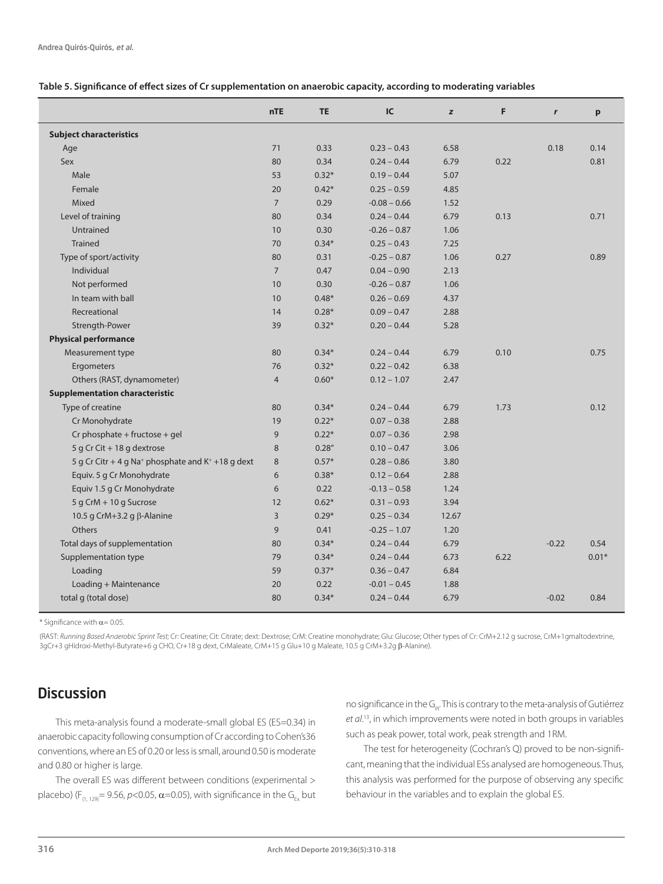**Table 5. Significance of effect sizes of Cr supplementation on anaerobic capacity, according to moderating variables**

| | nTE | TE | IC | z | F | r | p |
|---|---|---|---|---|---|---|---|
| **Subject characteristics** | | | | | | | |
| Age | 71 | 0.33 | 0.23 – 0.43 | 6.58 | | 0.18 | 0.14 |
| Sex | 80 | 0.34 | 0.24 – 0.44 | 6.79 | 0.22 | | 0.81 |
| Male | 53 | 0.32* | 0.19 – 0.44 | 5.07 | | | |
| Female | 20 | 0.42* | 0.25 – 0.59 | 4.85 | | | |
| Mixed | 7 | 0.29 | -0.08 – 0.66 | 1.52 | | | |
| Level of training | 80 | 0.34 | 0.24 – 0.44 | 6.79 | 0.13 | | 0.71 |
| Untrained | 10 | 0.30 | -0.26 – 0.87 | 1.06 | | | |
| Trained | 70 | 0.34* | 0.25 – 0.43 | 7.25 | | | |
| Type of sport/activity | 80 | 0.31 | -0.25 – 0.87 | 1.06 | 0.27 | | 0.89 |
| Individual | 7 | 0.47 | 0.04 – 0.90 | 2.13 | | | |
| Not performed | 10 | 0.30 | -0.26 – 0.87 | 1.06 | | | |
| In team with ball | 10 | 0.48* | 0.26 – 0.69 | 4.37 | | | |
| Recreational | 14 | 0.28* | 0.09 – 0.47 | 2.88 | | | |
| Strength-Power | 39 | 0.32* | 0.20 – 0.44 | 5.28 | | | |
| **Physical performance** | | | | | | | |
| Measurement type | 80 | 0.34* | 0.24 – 0.44 | 6.79 | 0.10 | | 0.75 |
| Ergometers | 76 | 0.32* | 0.22 – 0.42 | 6.38 | | | |
| Others (RAST, dynamometer) | 4 | 0.60* | 0.12 – 1.07 | 2.47 | | | |
| **Supplementation characteristic** | | | | | | | |
| Type of creatine | 80 | 0.34* | 0.24 – 0.44 | 6.79 | 1.73 | | 0.12 |
| Cr Monohydrate | 19 | 0.22* | 0.07 – 0.38 | 2.88 | | | |
| Cr phosphate + fructose + gel | 9 | 0.22* | 0.07 – 0.36 | 2.98 | | | |
| 5 g Cr Cit + 18 g dextrose | 8 | 0.28" | 0.10 – 0.47 | 3.06 | | | |
| 5 g Cr Citr + 4 g $Na^+$ phosphate and $K^+$ +18 g dext | 8 | 0.57* | 0.28 – 0.86 | 3.80 | | | |
| Equiv. 5 g Cr Monohydrate | 6 | 0.38* | 0.12 – 0.64 | 2.88 | | | |
| Equiv 1.5 g Cr Monohydrate | 6 | 0.22 | -0.13 – 0.58 | 1.24 | | | |
| 5 g CrM + 10 g Sucrose | 12 | 0.62* | 0.31 – 0.93 | 3.94 | | | |
| 10.5 g CrM+3.2 g β-Alanine | 3 | 0.29* | 0.25 – 0.34 | 12.67 | | | |
| Others | 9 | 0.41 | -0.25 – 1.07 | 1.20 | | | |
| Total days of supplementation | 80 | 0.34* | 0.24 – 0.44 | 6.79 | | -0.22 | 0.54 |
| Supplementation type | 79 | 0.34* | 0.24 – 0.44 | 6.73 | 6.22 | | 0.01* |
| Loading | 59 | 0.37* | 0.36 – 0.47 | 6.84 | | | |
| Loading + Maintenance | 20 | 0.22 | -0.01 – 0.45 | 1.88 | | | |
| total g (total dose) | 80 | 0.34* | 0.24 – 0.44 | 6.79 | | -0.02 | 0.84 |

* Significance with $\alpha$= 0.05.

(RAST: *Running Based Anaerobic Sprint Test;* Cr: Creatine; Cit: Citrate; dext: Dextrose; CrM: Creatine monohydrate; Glu: Glucose; Other types of Cr: CrM+2.12 g sucrose, CrM+1gmaltodextrine, 3gCr+3 gHidroxi-Methyl-Butyrate+6 g CHO, Cr+18 g dext, CrMaleate, CrM+15 g Glu+10 g Maleate, 10.5 g CrM+3.2g β-Alanine).

## Discussion

This meta-analysis found a moderate-small global ES (ES=0.34) in anaerobic capacity following consumption of Cr according to Cohen's36 conventions, where an ES of 0.20 or less is small, around 0.50 is moderate and 0.80 or higher is large.

The overall ES was different between conditions (experimental > placebo) ($F_{(1, 129)}$= 9.56, $p$<0.05, $\alpha$=0.05), with significance in the $G_{Ex}$ but no significance in the $G_{Pl}$. This is contrary to the meta-analysis of Gutiérrez *et al.*[13], in which improvements were noted in both groups in variables such as peak power, total work, peak strength and 1RM.

The test for heterogeneity (Cochran's Q) proved to be non-significant, meaning that the individual ESs analysed are homogeneous. Thus, this analysis was performed for the purpose of observing any specific behaviour in the variables and to explain the global ES.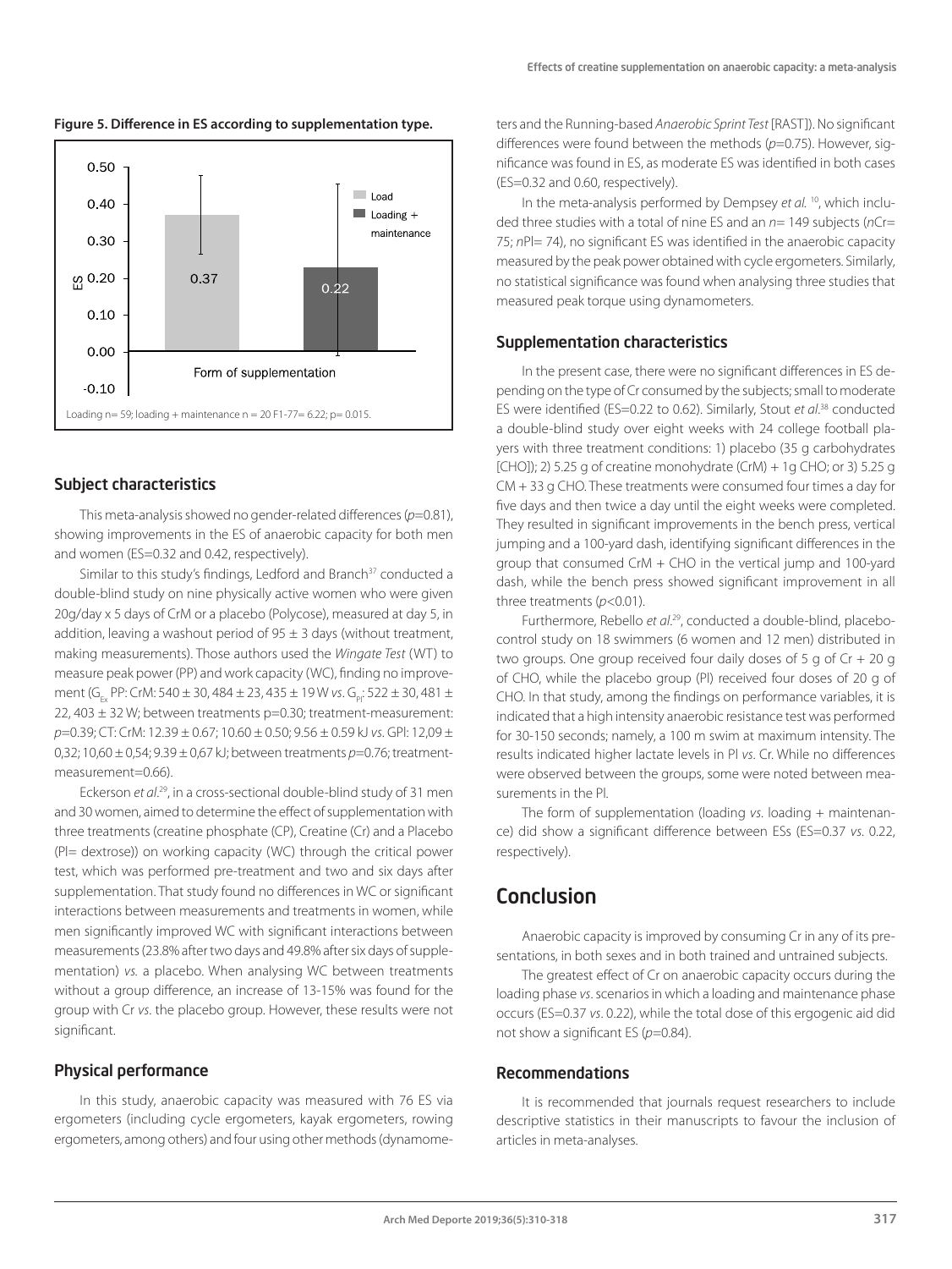**Figure 5. Difference in ES according to supplementation type.**

Loading n= 59; loading + maintenance n = 20 F1-77= 6.22; p= 0.015.

## Subject characteristics

This meta-analysis showed no gender-related differences ($p$=0.81), showing improvements in the ES of anaerobic capacity for both men and women (ES=0.32 and 0.42, respectively).

Similar to this study's findings, Ledford and Branch[37] conducted a double-blind study on nine physically active women who were given 20g/day x 5 days of CrM or a placebo (Polycose), measured at day 5, in addition, leaving a washout period of 95 ± 3 days (without treatment, making measurements). Those authors used the *Wingate Test* (WT) to measure peak power (PP) and work capacity (WC), finding no improvement ($G_{Ex}$ PP: CrM: 540 ± 30, 484 ± 23, 435 ± 19 W *vs*. $G_{Pl}$: 522 ± 30, 481 ± 22, 403 ± 32 W; between treatments p=0.30; treatment-measurement: $p$=0.39; CT: CrM: 12.39 ± 0.67; 10.60 ± 0.50; 9.56 ± 0.59 kJ *vs*. GPl: 12,09 ± 0,32; 10,60 ± 0,54; 9.39 ± 0,67 kJ; between treatments $p$=0.76; treatment-measurement=0.66).

Eckerson *et al*.[29], in a cross-sectional double-blind study of 31 men and 30 women, aimed to determine the effect of supplementation with three treatments (creatine phosphate (CP), Creatine (Cr) and a Placebo (Pl= dextrose)) on working capacity (WC) through the critical power test, which was performed pre-treatment and two and six days after supplementation. That study found no differences in WC or significant interactions between measurements and treatments in women, while men significantly improved WC with significant interactions between measurements (23.8% after two days and 49.8% after six days of supplementation) *vs.* a placebo. When analysing WC between treatments without a group difference, an increase of 13-15% was found for the group with Cr *vs*. the placebo group. However, these results were not significant.

## Physical performance

In this study, anaerobic capacity was measured with 76 ES via ergometers (including cycle ergometers, kayak ergometers, rowing ergometers, among others) and four using other methods (dynamometers and the Running-based *Anaerobic Sprint Test* [RAST]). No significant differences were found between the methods ($p$=0.75). However, significance was found in ES, as moderate ES was identified in both cases (ES=0.32 and 0.60, respectively).

In the meta-analysis performed by Dempsey *et al.* [10], which included three studies with a total of nine ES and an $n$= 149 subjects ($n$Cr= 75; $n$Pl= 74), no significant ES was identified in the anaerobic capacity measured by the peak power obtained with cycle ergometers. Similarly, no statistical significance was found when analysing three studies that measured peak torque using dynamometers.

## Supplementation characteristics

In the present case, there were no significant differences in ES depending on the type of Cr consumed by the subjects; small to moderate ES were identified (ES=0.22 to 0.62). Similarly, Stout *et al*.[38] conducted a double-blind study over eight weeks with 24 college football players with three treatment conditions: 1) placebo (35 g carbohydrates [CHO]); 2) 5.25 g of creatine monohydrate (CrM) + 1g CHO; or 3) 5.25 g CM + 33 g CHO. These treatments were consumed four times a day for five days and then twice a day until the eight weeks were completed. They resulted in significant improvements in the bench press, vertical jumping and a 100-yard dash, identifying significant differences in the group that consumed CrM + CHO in the vertical jump and 100-yard dash, while the bench press showed significant improvement in all three treatments ($p$<0.01).

Furthermore, Rebello *et al*.[29], conducted a double-blind, placebo-control study on 18 swimmers (6 women and 12 men) distributed in two groups. One group received four daily doses of 5 g of Cr + 20 g of CHO, while the placebo group (Pl) received four doses of 20 g of CHO. In that study, among the findings on performance variables, it is indicated that a high intensity anaerobic resistance test was performed for 30-150 seconds; namely, a 100 m swim at maximum intensity. The results indicated higher lactate levels in Pl *vs*. Cr. While no differences were observed between the groups, some were noted between measurements in the Pl.

The form of supplementation (loading *vs*. loading + maintenance) did show a significant difference between ESs (ES=0.37 *vs*. 0.22, respectively).

# Conclusion

Anaerobic capacity is improved by consuming Cr in any of its presentations, in both sexes and in both trained and untrained subjects.

The greatest effect of Cr on anaerobic capacity occurs during the loading phase *vs*. scenarios in which a loading and maintenance phase occurs (ES=0.37 *vs*. 0.22), while the total dose of this ergogenic aid did not show a significant ES ($p$=0.84).

## Recommendations

It is recommended that journals request researchers to include descriptive statistics in their manuscripts to favour the inclusion of articles in meta-analyses.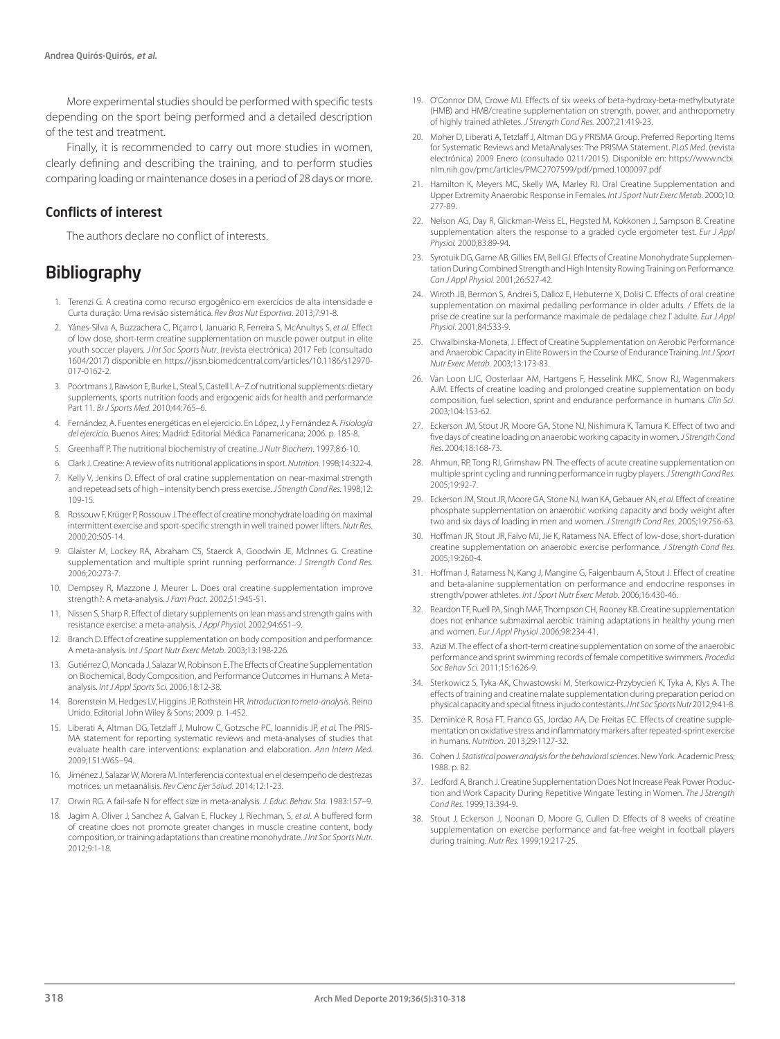More experimental studies should be performed with specific tests depending on the sport being performed and a detailed description of the test and treatment.

Finally, it is recommended to carry out more studies in women, clearly defining and describing the training, and to perform studies comparing loading or maintenance doses in a period of 28 days or more.

## Conflicts of interest

The authors declare no conflict of interests.

# Bibliography

1. Terenzi G. A creatina como recurso ergogênico em exercícios de alta intensidade e Curta duração: Uma revisão sistemática. *Rev Bras Nut Esportiva*. 2013;7:91-8.
2. Yánes-Silva A, Buzzachera C, Piçarro I, Januario R, Ferreira S, McAnultys S, *et al*. Effect of low dose, short-term creatine supplementation on muscle power output in elite youth soccer players. *J Int Soc Sports Nutr*. (revista electrónica) 2017 Feb (consultado 1604/2017) disponible en https://jissn.biomedcentral.com/articles/10.1186/s12970-017-0162-2.
3. Poortmans J, Rawson E, Burke L, Steal S, Castell I. A–Z of nutritional supplements: dietary supplements, sports nutrition foods and ergogenic aids for health and performance Part 11. *Br J Sports Med*. 2010;44:765–6.
4. Fernández, A. Fuentes energéticas en el ejercicio. En López, J. y Fernández A. *Fisiología del ejercicio.* Buenos Aires; Madrid: Editorial Médica Panamericana; 2006. p. 185-8.
5. Greenhaff P. The nutritional biochemistry of creatine. *J Nutr Biochem*. 1997;8:6-10.
6. Clark J. Creatine: A review of its nutritional applications in sport. *Nutrition*. 1998;14:322-4.
7. Kelly V, Jenkins D. Effect of oral cratine supplementation on near-maximal strength and repetead sets of high –intensity bench press exercise. *J Strength Cond Res*. 1998;12: 109-15.
8. Rossouw F, Krüger P, Rossouw J. The effect of creatine monohydrate loading on maximal intermittent exercise and sport-specific strength in well trained power lifters. *Nutr Res*. 2000;20:505-14.
9. Glaister M, Lockey RA, Abraham CS, Staerck A, Goodwin JE, McInnes G. Creatine supplementation and multiple sprint running performance. *J Strength Cond Res*. 2006;20:273-7.
10. Dempsey R, Mazzone J, Meurer L. Does oral creatine supplementation improve strength?: A meta-analysis. *J Fam Pract*. 2002;51:945-51.
11. Nissen S, Sharp R. Effect of dietary supplements on lean mass and strength gains with resistance exercise: a meta-analysis. *J Appl Physiol.* 2002;94:651–9.
12. Branch D. Effect of creatine supplementation on body composition and performance: A meta-analysis. *Int J Sport Nutr Exerc Metab.* 2003;13:198-226.
13. Gutiérrez O, Moncada J, Salazar W, Robinson E. The Effects of Creatine Supplementation on Biochemical, Body Composition, and Performance Outcomes in Humans: A Meta-analysis. *Int J Appl Sports Sci.* 2006;18:12-38.
14. Borenstein M, Hedges LV, Higgins JP, Rothstein HR. *Introduction to meta-analysis*. Reino Unido. Editorial John Wiley & Sons; 2009. p. 1-452.
15. Liberati A, Altman DG, Tetzlaff J, Mulrow C, Gotzsche PC, Ioannidis JP, *et al.* The PRISMA statement for reporting systematic reviews and meta-analyses of studies that evaluate health care interventions: explanation and elaboration. *Ann Intern Med.* 2009;151:W65–94.
16. Jiménez J, Salazar W, Morera M. Interferencia contextual en el desempeño de destrezas motrices: un metaanálisis. *Rev Cienc Ejer Salud*. 2014;12:1-23.
17. Orwin RG. A fail-safe N for effect size in meta-analysis. *J. Educ. Behav. Sta*. 1983:157–9.
18. Jagim A, Oliver J, Sanchez A, Galvan E, Fluckey J, Riechman, S, *et al*. A buffered form of creatine does not promote greater changes in muscle creatine content, body composition, or training adaptations than creatine monohydrate. *J Int Soc Sports Nutr.* 2012;9:1-18.
19. O'Connor DM, Crowe MJ. Effects of six weeks of beta-hydroxy-beta-methylbutyrate (HMB) and HMB/creatine supplementation on strength, power, and anthropometry of highly trained athletes. *J Strength Cond Res.* 2007;21:419-23.
20. Moher D, Liberati A, Tetzlaff J, Altman DG y PRISMA Group. Preferred Reporting Items for Systematic Reviews and MetaAnalyses: The PRISMA Statement. *PLoS Med*. (revista electrónica) 2009 Enero (consultado 0211/2015). Disponible en: https://www.ncbi.nlm.nih.gov/pmc/articles/PMC2707599/pdf/pmed.1000097.pdf
21. Hamilton K, Meyers MC, Skelly WA, Marley RJ. Oral Creatine Supplementation and Upper Extremity Anaerobic Response in Females. *Int J Sport Nutr Exerc Metab*. 2000;10: 277-89.
22. Nelson AG, Day R, Glickman-Weiss EL, Hegsted M, Kokkonen J, Sampson B. Creatine supplementation alters the response to a graded cycle ergometer test. *Eur J Appl Physiol.* 2000;83:89-94.
23. Syrotuik DG, Game AB, Gillies EM, Bell GJ. Effects of Creatine Monohydrate Supplementation During Combined Strength and High Intensity Rowing Training on Performance. *Can J Appl Physiol.* 2001;26:527-42.
24. Wiroth JB, Bermon S, Andrei S, Dalloz E, Hebuterne X, Dolisi C. Effects of oral creatine supplementation on maximal pedalling performance in older adults. / Effets de la prise de creatine sur la performance maximale de pedalage chez l' adulte. *Eur J Appl Physiol*. 2001;84:533-9.
25. Chwalbinska-Moneta, J. Effect of Creatine Supplementation on Aerobic Performance and Anaerobic Capacity in Elite Rowers in the Course of Endurance Training. *Int J Sport Nutr Exerc Metab.* 2003;13:173-83.
26. Van Loon LJC, Oosterlaar AM, Hartgens F, Hesselink MKC, Snow RJ, Wagenmakers AJM. Effects of creatine loading and prolonged creatine supplementation on body composition, fuel selection, sprint and endurance performance in humans. *Clin Sci*. 2003;104:153-62.
27. Eckerson JM, Stout JR, Moore GA, Stone NJ, Nishimura K, Tamura K. Effect of two and five days of creatine loading on anaerobic working capacity in women. *J Strength Cond Res*. 2004;18:168-73.
28. Ahmun, RP, Tong RJ, Grimshaw PN. The effects of acute creatine supplementation on multiple sprint cycling and running performance in rugby players. *J Strength Cond Res.* 2005;19:92-7.
29. Eckerson JM, Stout JR, Moore GA, Stone NJ, Iwan KA, Gebauer AN, *et al.* Effect of creatine phosphate supplementation on anaerobic working capacity and body weight after two and six days of loading in men and women. *J Strength Cond Res*. 2005;19:756-63.
30. Hoffman JR, Stout JR, Falvo MJ, Jie K, Ratamess NA. Effect of low-dose, short-duration creatine supplementation on anaerobic exercise performance. *J Strength Cond Res.* 2005;19:260-4.
31. Hoffman J, Ratamess N, Kang J, Mangine G, Faigenbaum A, Stout J. Effect of creatine and beta-alanine supplementation on performance and endocrine responses in strength/power athletes. *Int J Sport Nutr Exerc Metab.* 2006;16:430-46.
32. Reardon TF, Ruell PA, Singh MAF, Thompson CH, Rooney KB. Creatine supplementation does not enhance submaximal aerobic training adaptations in healthy young men and women. *Eur J Appl Physiol* .2006;98:234-41.
33. Azizi M. The effect of a short-term creatine supplementation on some of the anaerobic performance and sprint swimming records of female competitive swimmers. *Procedia Soc Behav Sci.* 2011;15:1626-9.
34. Sterkowicz S, Tyka AK, Chwastowski M, Sterkowicz-Przybycień K, Tyka A, Klys A. The effects of training and creatine malate supplementation during preparation period on physical capacity and special fitness in judo contestants. *J Int Soc Sports Nutr* 2012;9:41-8.
35. Deminice R, Rosa FT, Franco GS, Jordao AA, De Freitas EC. Effects of creatine supplementation on oxidative stress and inflammatory markers after repeated-sprint exercise in humans. *Nutrition*. 2013;29:1127-32.
36. Cohen J. *Statistical power analysis for the behavioral sciences*. New York. Academic Press; 1988. p. 82.
37. Ledford A, Branch J. Creatine Supplementation Does Not Increase Peak Power Production and Work Capacity During Repetitive Wingate Testing in Women. *The J Strength Cond Res.* 1999;13:394-9.
38. Stout J, Eckerson J, Noonan D, Moore G, Cullen D. Effects of 8 weeks of creatine supplementation on exercise performance and fat-free weight in football players during training. *Nutr Res.* 1999;19:217-25.